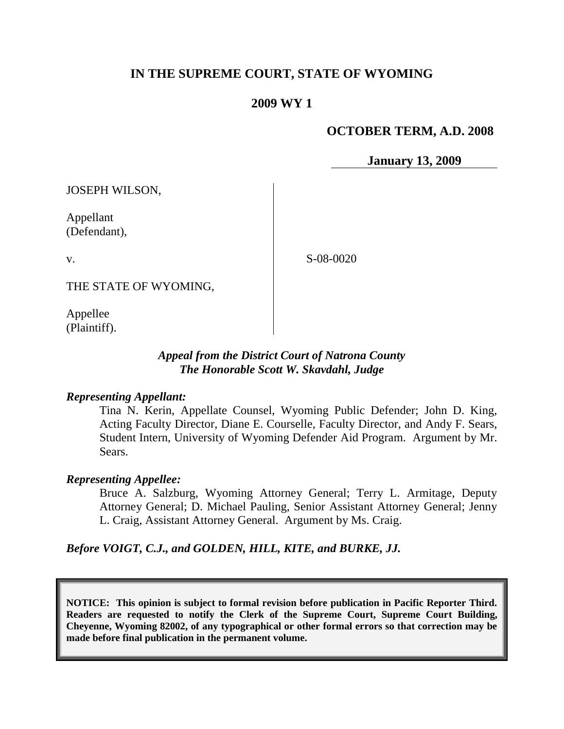**IN THE SUPREME COURT, STATE OF WYOMING**

**2009 WY 1**

**OCTOBER TERM, A.D. 2008**

**January 13, 2009**

JOSEPH WILSON,

Appellant (Defendant),

v.

THE STATE OF WYOMING,

Appellee (Plaintiff).

S-08-0020

***Appeal from the District Court of Natrona County***
***The Honorable Scott W. Skavdahl, Judge***

***Representing Appellant:***

Tina N. Kerin, Appellate Counsel, Wyoming Public Defender; John D. King, Acting Faculty Director, Diane E. Courselle, Faculty Director, and Andy F. Sears, Student Intern, University of Wyoming Defender Aid Program. Argument by Mr. Sears.

***Representing Appellee:***

Bruce A. Salzburg, Wyoming Attorney General; Terry L. Armitage, Deputy Attorney General; D. Michael Pauling, Senior Assistant Attorney General; Jenny L. Craig, Assistant Attorney General. Argument by Ms. Craig.

***Before VOIGT, C.J., and GOLDEN, HILL, KITE, and BURKE, JJ.***

**NOTICE: This opinion is subject to formal revision before publication in Pacific Reporter Third. Readers are requested to notify the Clerk of the Supreme Court, Supreme Court Building, Cheyenne, Wyoming 82002, of any typographical or other formal errors so that correction may be made before final publication in the permanent volume.**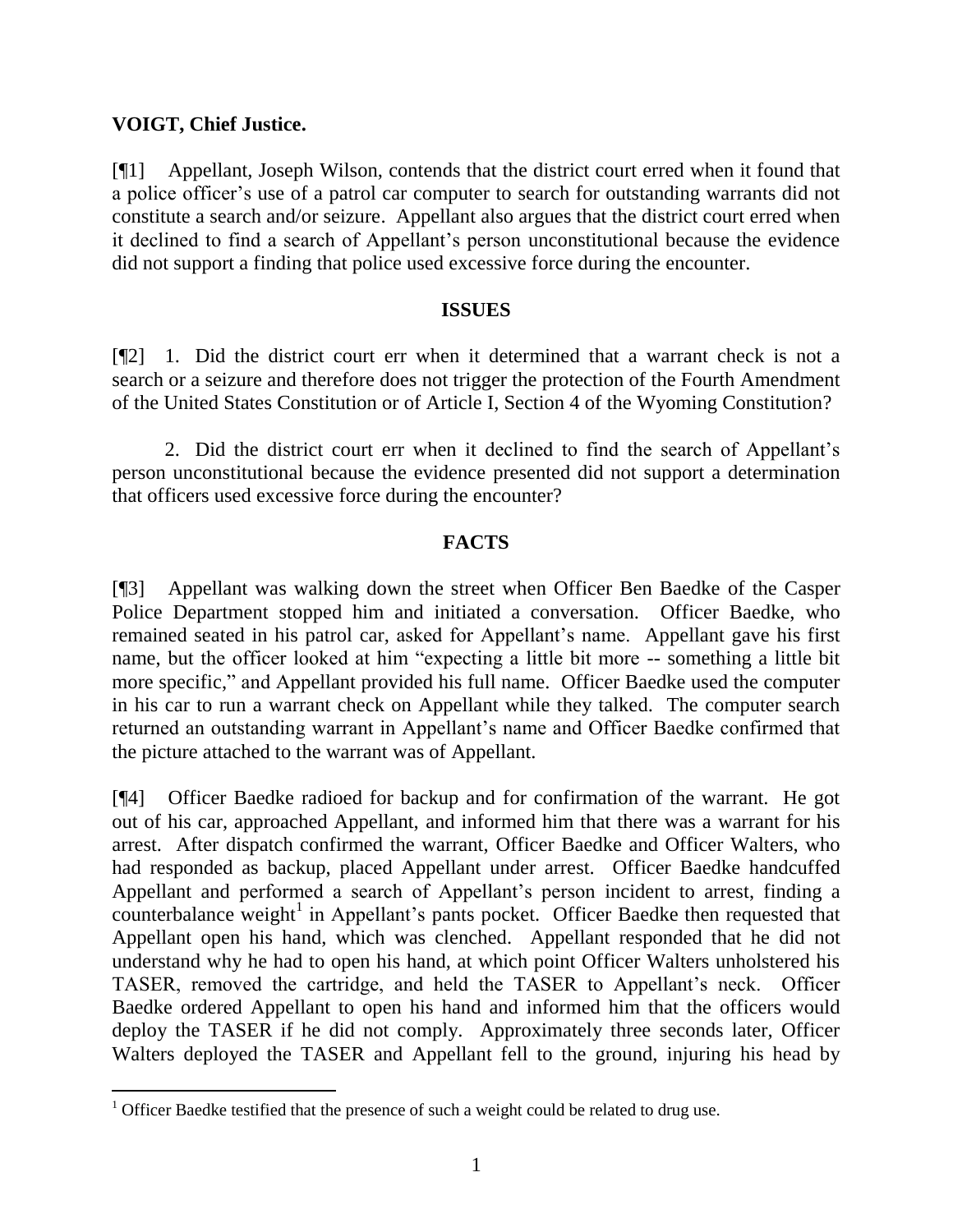**VOIGT, Chief Justice.**

[¶1] Appellant, Joseph Wilson, contends that the district court erred when it found that a police officer's use of a patrol car computer to search for outstanding warrants did not constitute a search and/or seizure. Appellant also argues that the district court erred when it declined to find a search of Appellant's person unconstitutional because the evidence did not support a finding that police used excessive force during the encounter.

## ISSUES

[¶2] 1. Did the district court err when it determined that a warrant check is not a search or a seizure and therefore does not trigger the protection of the Fourth Amendment of the United States Constitution or of Article I, Section 4 of the Wyoming Constitution?

2. Did the district court err when it declined to find the search of Appellant's person unconstitutional because the evidence presented did not support a determination that officers used excessive force during the encounter?

## FACTS

[¶3] Appellant was walking down the street when Officer Ben Baedke of the Casper Police Department stopped him and initiated a conversation. Officer Baedke, who remained seated in his patrol car, asked for Appellant's name. Appellant gave his first name, but the officer looked at him "expecting a little bit more -- something a little bit more specific," and Appellant provided his full name. Officer Baedke used the computer in his car to run a warrant check on Appellant while they talked. The computer search returned an outstanding warrant in Appellant's name and Officer Baedke confirmed that the picture attached to the warrant was of Appellant.

[¶4] Officer Baedke radioed for backup and for confirmation of the warrant. He got out of his car, approached Appellant, and informed him that there was a warrant for his arrest. After dispatch confirmed the warrant, Officer Baedke and Officer Walters, who had responded as backup, placed Appellant under arrest. Officer Baedke handcuffed Appellant and performed a search of Appellant's person incident to arrest, finding a counterbalance weight[1] in Appellant's pants pocket. Officer Baedke then requested that Appellant open his hand, which was clenched. Appellant responded that he did not understand why he had to open his hand, at which point Officer Walters unholstered his TASER, removed the cartridge, and held the TASER to Appellant's neck. Officer Baedke ordered Appellant to open his hand and informed him that the officers would deploy the TASER if he did not comply. Approximately three seconds later, Officer Walters deployed the TASER and Appellant fell to the ground, injuring his head by

---

[1] Officer Baedke testified that the presence of such a weight could be related to drug use.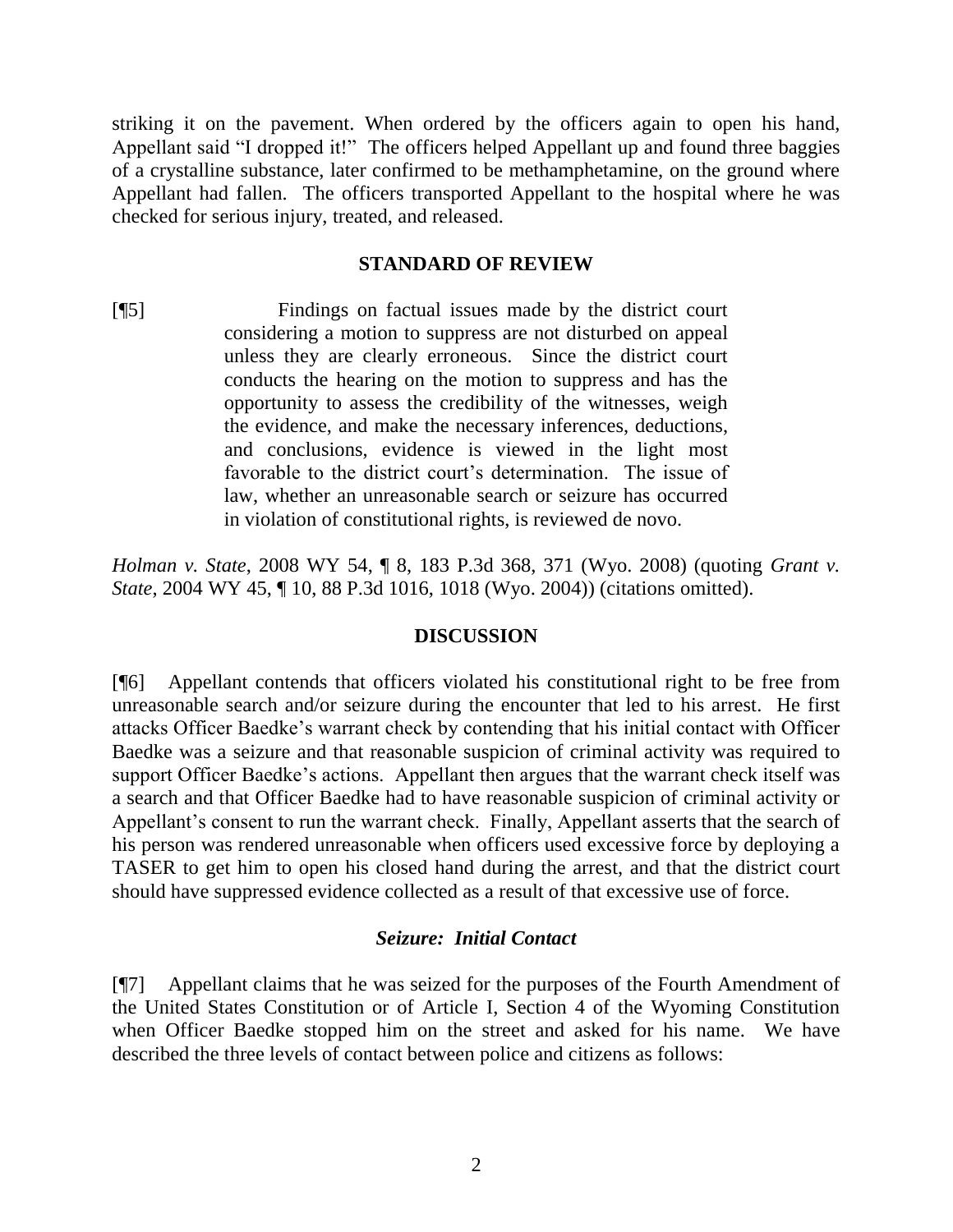striking it on the pavement. When ordered by the officers again to open his hand, Appellant said "I dropped it!" The officers helped Appellant up and found three baggies of a crystalline substance, later confirmed to be methamphetamine, on the ground where Appellant had fallen. The officers transported Appellant to the hospital where he was checked for serious injury, treated, and released.

## STANDARD OF REVIEW

[¶5]

> Findings on factual issues made by the district court considering a motion to suppress are not disturbed on appeal unless they are clearly erroneous. Since the district court conducts the hearing on the motion to suppress and has the opportunity to assess the credibility of the witnesses, weigh the evidence, and make the necessary inferences, deductions, and conclusions, evidence is viewed in the light most favorable to the district court's determination. The issue of law, whether an unreasonable search or seizure has occurred in violation of constitutional rights, is reviewed de novo.

*Holman v. State*, 2008 WY 54, ¶ 8, 183 P.3d 368, 371 (Wyo. 2008) (quoting *Grant v. State*, 2004 WY 45, ¶ 10, 88 P.3d 1016, 1018 (Wyo. 2004)) (citations omitted).

## DISCUSSION

[¶6] Appellant contends that officers violated his constitutional right to be free from unreasonable search and/or seizure during the encounter that led to his arrest. He first attacks Officer Baedke's warrant check by contending that his initial contact with Officer Baedke was a seizure and that reasonable suspicion of criminal activity was required to support Officer Baedke's actions. Appellant then argues that the warrant check itself was a search and that Officer Baedke had to have reasonable suspicion of criminal activity or Appellant's consent to run the warrant check. Finally, Appellant asserts that the search of his person was rendered unreasonable when officers used excessive force by deploying a TASER to get him to open his closed hand during the arrest, and that the district court should have suppressed evidence collected as a result of that excessive use of force.

### *Seizure: Initial Contact*

[¶7] Appellant claims that he was seized for the purposes of the Fourth Amendment of the United States Constitution or of Article I, Section 4 of the Wyoming Constitution when Officer Baedke stopped him on the street and asked for his name. We have described the three levels of contact between police and citizens as follows: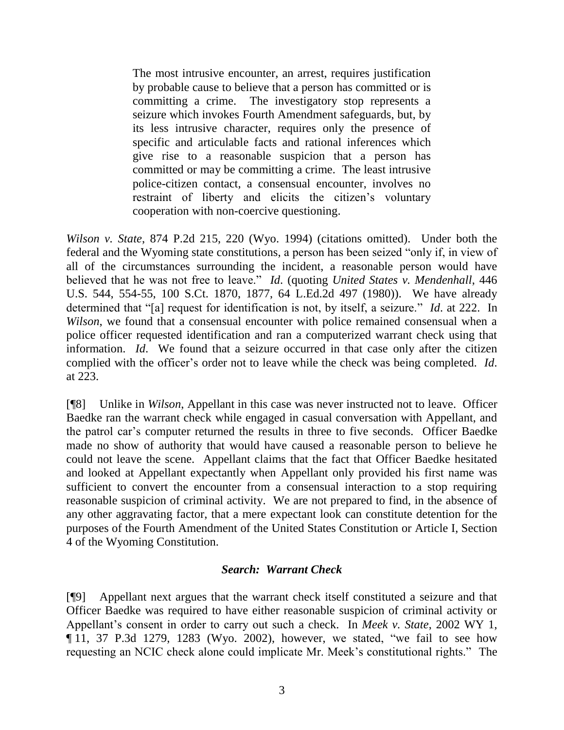> The most intrusive encounter, an arrest, requires justification by probable cause to believe that a person has committed or is committing a crime. The investigatory stop represents a seizure which invokes Fourth Amendment safeguards, but, by its less intrusive character, requires only the presence of specific and articulable facts and rational inferences which give rise to a reasonable suspicion that a person has committed or may be committing a crime. The least intrusive police-citizen contact, a consensual encounter, involves no restraint of liberty and elicits the citizen's voluntary cooperation with non-coercive questioning.

*Wilson v. State*, 874 P.2d 215, 220 (Wyo. 1994) (citations omitted). Under both the federal and the Wyoming state constitutions, a person has been seized "only if, in view of all of the circumstances surrounding the incident, a reasonable person would have believed that he was not free to leave." *Id*. (quoting *United States v. Mendenhall*, 446 U.S. 544, 554-55, 100 S.Ct. 1870, 1877, 64 L.Ed.2d 497 (1980)). We have already determined that "[a] request for identification is not, by itself, a seizure." *Id*. at 222. In *Wilson*, we found that a consensual encounter with police remained consensual when a police officer requested identification and ran a computerized warrant check using that information. *Id*. We found that a seizure occurred in that case only after the citizen complied with the officer's order not to leave while the check was being completed. *Id*. at 223.

[¶8] Unlike in *Wilson*, Appellant in this case was never instructed not to leave. Officer Baedke ran the warrant check while engaged in casual conversation with Appellant, and the patrol car's computer returned the results in three to five seconds. Officer Baedke made no show of authority that would have caused a reasonable person to believe he could not leave the scene. Appellant claims that the fact that Officer Baedke hesitated and looked at Appellant expectantly when Appellant only provided his first name was sufficient to convert the encounter from a consensual interaction to a stop requiring reasonable suspicion of criminal activity. We are not prepared to find, in the absence of any other aggravating factor, that a mere expectant look can constitute detention for the purposes of the Fourth Amendment of the United States Constitution or Article I, Section 4 of the Wyoming Constitution.

### *Search: Warrant Check*

[¶9] Appellant next argues that the warrant check itself constituted a seizure and that Officer Baedke was required to have either reasonable suspicion of criminal activity or Appellant's consent in order to carry out such a check. In *Meek v. State*, 2002 WY 1, ¶ 11, 37 P.3d 1279, 1283 (Wyo. 2002), however, we stated, "we fail to see how requesting an NCIC check alone could implicate Mr. Meek's constitutional rights." The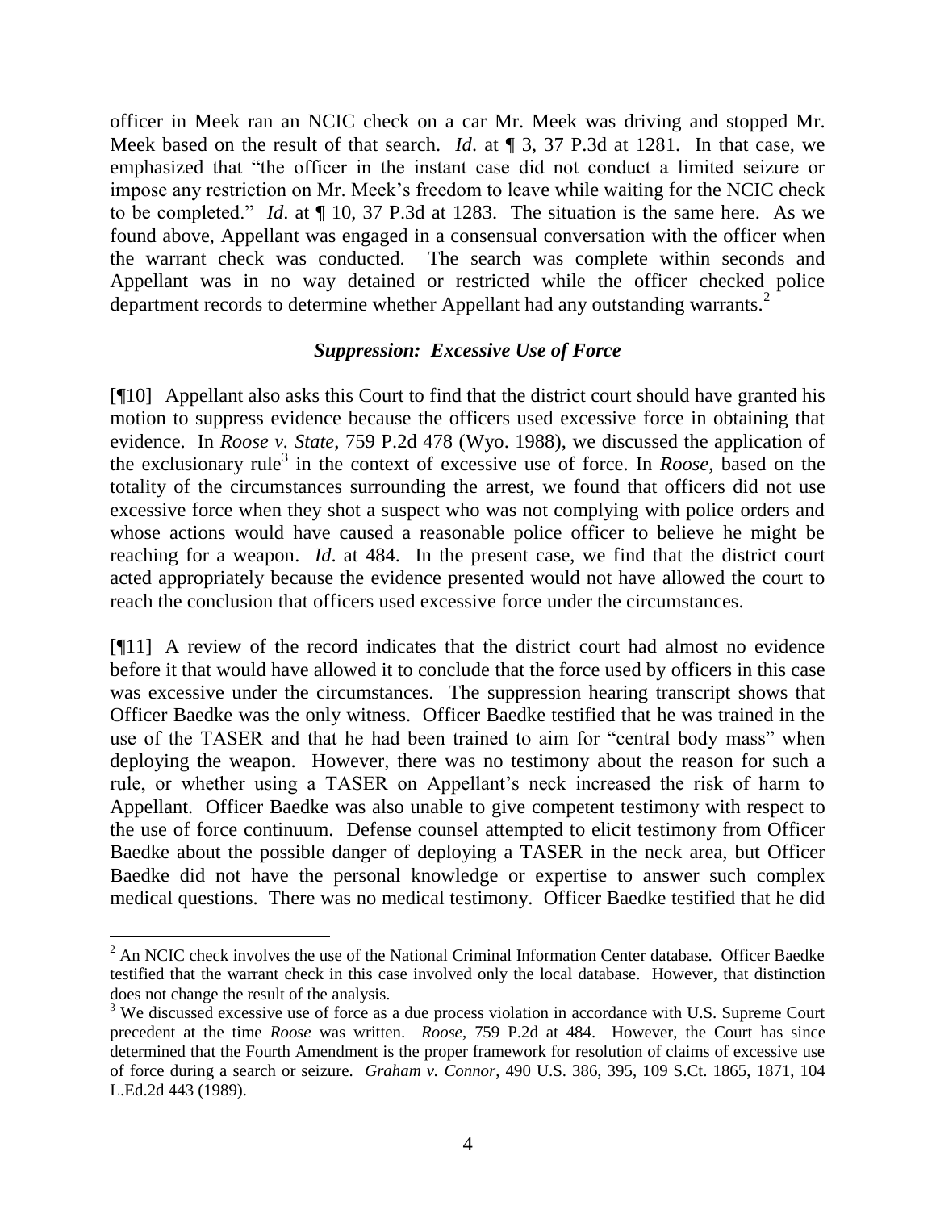officer in Meek ran an NCIC check on a car Mr. Meek was driving and stopped Mr. Meek based on the result of that search. *Id*. at ¶ 3, 37 P.3d at 1281. In that case, we emphasized that "the officer in the instant case did not conduct a limited seizure or impose any restriction on Mr. Meek's freedom to leave while waiting for the NCIC check to be completed." *Id*. at ¶ 10, 37 P.3d at 1283. The situation is the same here. As we found above, Appellant was engaged in a consensual conversation with the officer when the warrant check was conducted. The search was complete within seconds and Appellant was in no way detained or restricted while the officer checked police department records to determine whether Appellant had any outstanding warrants.[2]

### *Suppression: Excessive Use of Force*

[¶10] Appellant also asks this Court to find that the district court should have granted his motion to suppress evidence because the officers used excessive force in obtaining that evidence. In *Roose v. State*, 759 P.2d 478 (Wyo. 1988), we discussed the application of the exclusionary rule[3] in the context of excessive use of force. In *Roose*, based on the totality of the circumstances surrounding the arrest, we found that officers did not use excessive force when they shot a suspect who was not complying with police orders and whose actions would have caused a reasonable police officer to believe he might be reaching for a weapon. *Id*. at 484. In the present case, we find that the district court acted appropriately because the evidence presented would not have allowed the court to reach the conclusion that officers used excessive force under the circumstances.

[¶11] A review of the record indicates that the district court had almost no evidence before it that would have allowed it to conclude that the force used by officers in this case was excessive under the circumstances. The suppression hearing transcript shows that Officer Baedke was the only witness. Officer Baedke testified that he was trained in the use of the TASER and that he had been trained to aim for "central body mass" when deploying the weapon. However, there was no testimony about the reason for such a rule, or whether using a TASER on Appellant's neck increased the risk of harm to Appellant. Officer Baedke was also unable to give competent testimony with respect to the use of force continuum. Defense counsel attempted to elicit testimony from Officer Baedke about the possible danger of deploying a TASER in the neck area, but Officer Baedke did not have the personal knowledge or expertise to answer such complex medical questions. There was no medical testimony. Officer Baedke testified that he did

---

[2] An NCIC check involves the use of the National Criminal Information Center database. Officer Baedke testified that the warrant check in this case involved only the local database. However, that distinction does not change the result of the analysis.

[3] We discussed excessive use of force as a due process violation in accordance with U.S. Supreme Court precedent at the time *Roose* was written. *Roose*, 759 P.2d at 484. However, the Court has since determined that the Fourth Amendment is the proper framework for resolution of claims of excessive use of force during a search or seizure. *Graham v. Connor*, 490 U.S. 386, 395, 109 S.Ct. 1865, 1871, 104 L.Ed.2d 443 (1989).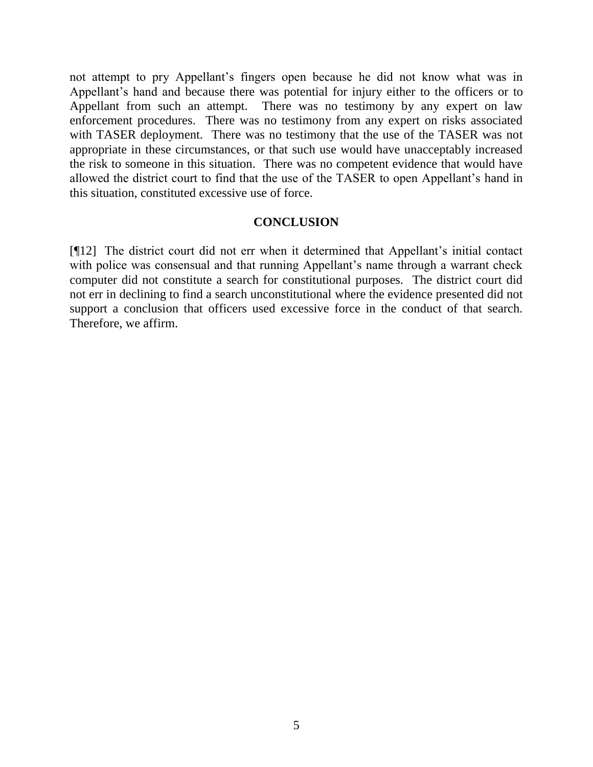not attempt to pry Appellant's fingers open because he did not know what was in Appellant's hand and because there was potential for injury either to the officers or to Appellant from such an attempt. There was no testimony by any expert on law enforcement procedures. There was no testimony from any expert on risks associated with TASER deployment. There was no testimony that the use of the TASER was not appropriate in these circumstances, or that such use would have unacceptably increased the risk to someone in this situation. There was no competent evidence that would have allowed the district court to find that the use of the TASER to open Appellant's hand in this situation, constituted excessive use of force.

## CONCLUSION

[¶12] The district court did not err when it determined that Appellant's initial contact with police was consensual and that running Appellant's name through a warrant check computer did not constitute a search for constitutional purposes. The district court did not err in declining to find a search unconstitutional where the evidence presented did not support a conclusion that officers used excessive force in the conduct of that search. Therefore, we affirm.